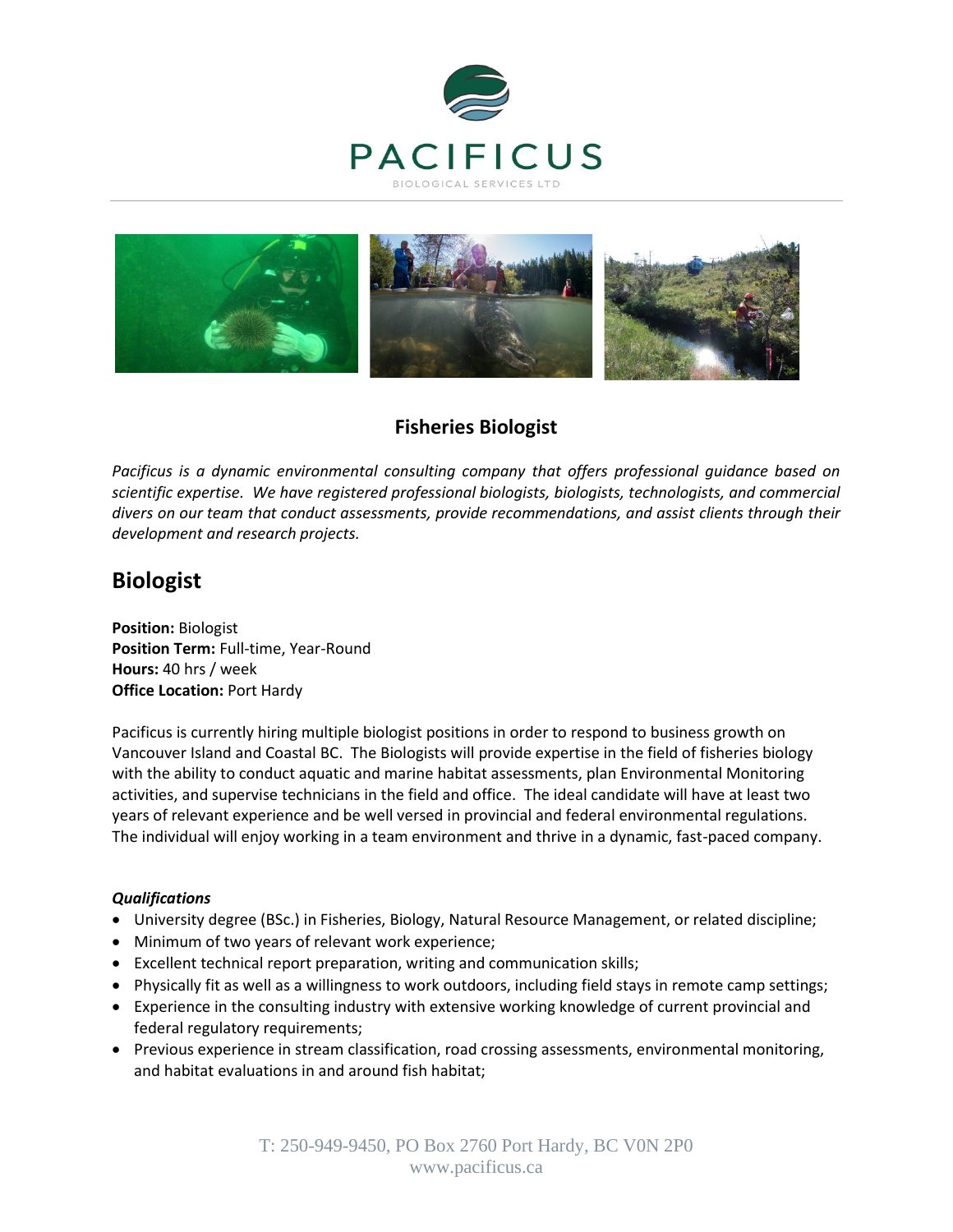PACIFICUS

BIOLOGICAL SERVICES LTD

## Fisheries Biologist

*Pacificus is a dynamic environmental consulting company that offers professional guidance based on scientific expertise. We have registered professional biologists, biologists, technologists, and commercial divers on our team that conduct assessments, provide recommendations, and assist clients through their development and research projects.*

# Biologist

**Position:** Biologist
**Position Term:** Full-time, Year-Round
**Hours:** 40 hrs / week
**Office Location:** Port Hardy

Pacificus is currently hiring multiple biologist positions in order to respond to business growth on Vancouver Island and Coastal BC. The Biologists will provide expertise in the field of fisheries biology with the ability to conduct aquatic and marine habitat assessments, plan Environmental Monitoring activities, and supervise technicians in the field and office. The ideal candidate will have at least two years of relevant experience and be well versed in provincial and federal environmental regulations. The individual will enjoy working in a team environment and thrive in a dynamic, fast-paced company.

***Qualifications***

- University degree (BSc.) in Fisheries, Biology, Natural Resource Management, or related discipline;
- Minimum of two years of relevant work experience;
- Excellent technical report preparation, writing and communication skills;
- Physically fit as well as a willingness to work outdoors, including field stays in remote camp settings;
- Experience in the consulting industry with extensive working knowledge of current provincial and federal regulatory requirements;
- Previous experience in stream classification, road crossing assessments, environmental monitoring, and habitat evaluations in and around fish habitat;

T: 250-949-9450, PO Box 2760 Port Hardy, BC V0N 2P0
www.pacificus.ca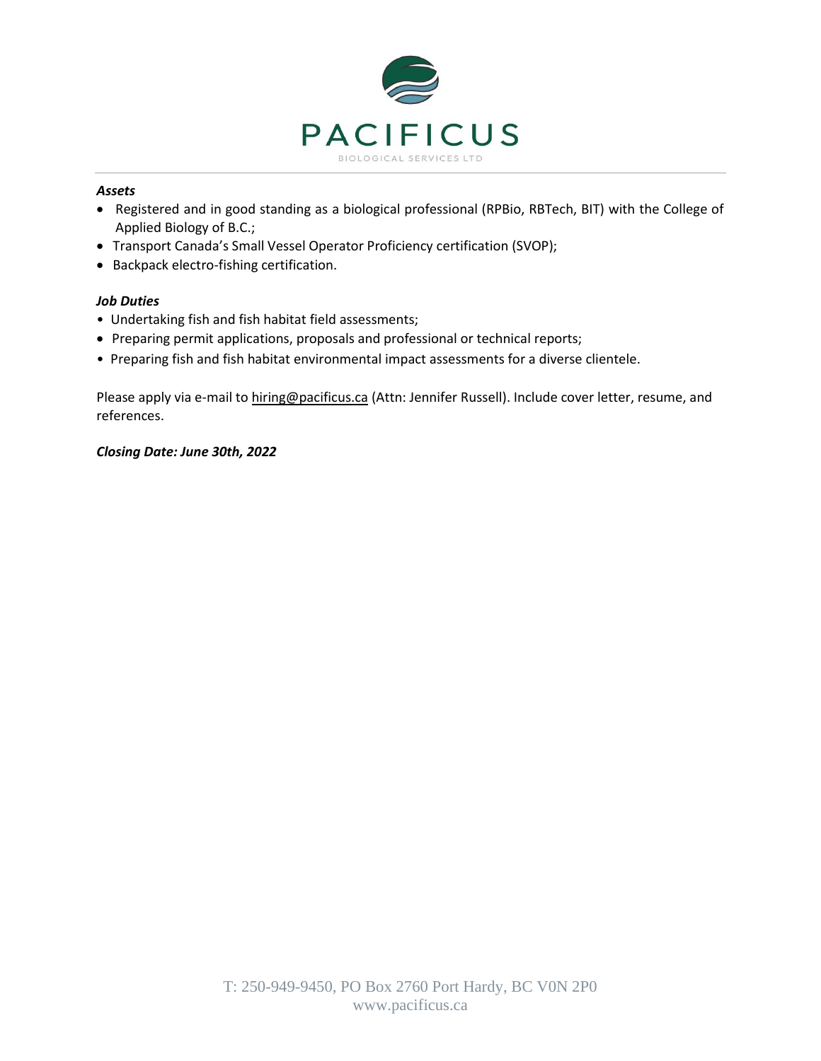***Assets***

- Registered and in good standing as a biological professional (RPBio, RBTech, BIT) with the College of Applied Biology of B.C.;
- Transport Canada's Small Vessel Operator Proficiency certification (SVOP);
- Backpack electro-fishing certification.

***Job Duties***

- Undertaking fish and fish habitat field assessments;
- Preparing permit applications, proposals and professional or technical reports;
- Preparing fish and fish habitat environmental impact assessments for a diverse clientele.

Please apply via e-mail to hiring@pacificus.ca (Attn: Jennifer Russell). Include cover letter, resume, and references.

***Closing Date: June 30th, 2022***